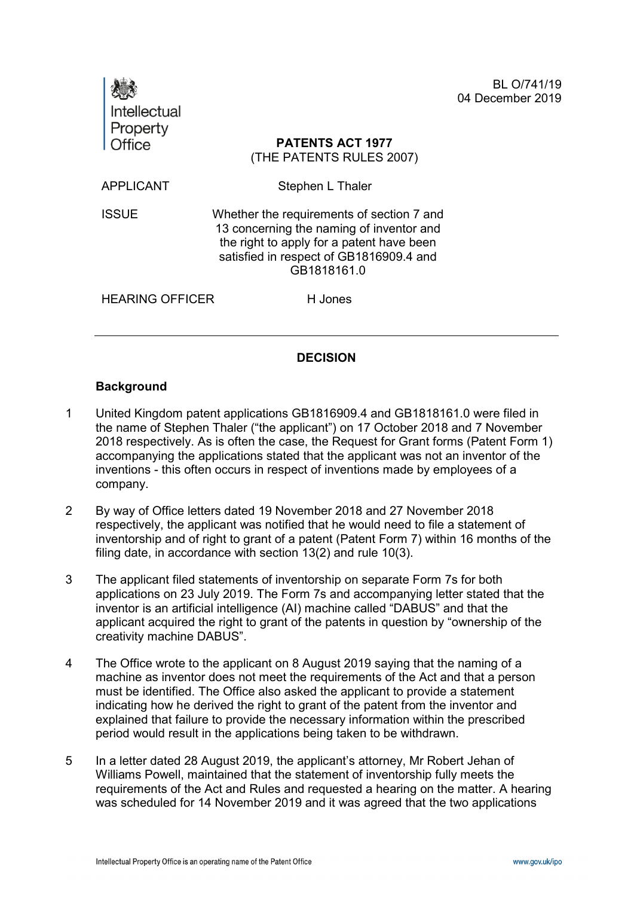BL O/741/19
04 December 2019

Intellectual Property Office

**PATENTS ACT 1977**
(THE PATENTS RULES 2007)

| | |
|---|---|
| APPLICANT | Stephen L Thaler |
| ISSUE | Whether the requirements of section 7 and 13 concerning the naming of inventor and the right to apply for a patent have been satisfied in respect of GB1816909.4 and GB1818161.0 |
| HEARING OFFICER | H Jones |

---

## DECISION

### Background

1 United Kingdom patent applications GB1816909.4 and GB1818161.0 were filed in the name of Stephen Thaler ("the applicant") on 17 October 2018 and 7 November 2018 respectively. As is often the case, the Request for Grant forms (Patent Form 1) accompanying the applications stated that the applicant was not an inventor of the inventions - this often occurs in respect of inventions made by employees of a company.

2 By way of Office letters dated 19 November 2018 and 27 November 2018 respectively, the applicant was notified that he would need to file a statement of inventorship and of right to grant of a patent (Patent Form 7) within 16 months of the filing date, in accordance with section 13(2) and rule 10(3).

3 The applicant filed statements of inventorship on separate Form 7s for both applications on 23 July 2019. The Form 7s and accompanying letter stated that the inventor is an artificial intelligence (AI) machine called "DABUS" and that the applicant acquired the right to grant of the patents in question by "ownership of the creativity machine DABUS".

4 The Office wrote to the applicant on 8 August 2019 saying that the naming of a machine as inventor does not meet the requirements of the Act and that a person must be identified. The Office also asked the applicant to provide a statement indicating how he derived the right to grant of the patent from the inventor and explained that failure to provide the necessary information within the prescribed period would result in the applications being taken to be withdrawn.

5 In a letter dated 28 August 2019, the applicant's attorney, Mr Robert Jehan of Williams Powell, maintained that the statement of inventorship fully meets the requirements of the Act and Rules and requested a hearing on the matter. A hearing was scheduled for 14 November 2019 and it was agreed that the two applications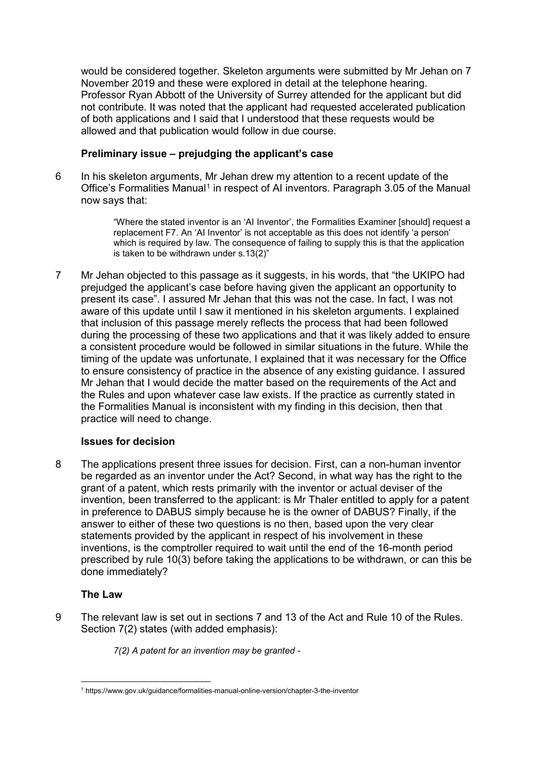would be considered together. Skeleton arguments were submitted by Mr Jehan on 7 November 2019 and these were explored in detail at the telephone hearing. Professor Ryan Abbott of the University of Surrey attended for the applicant but did not contribute. It was noted that the applicant had requested accelerated publication of both applications and I said that I understood that these requests would be allowed and that publication would follow in due course.

### Preliminary issue – prejudging the applicant's case

6 In his skeleton arguments, Mr Jehan drew my attention to a recent update of the Office's Formalities Manual[1] in respect of AI inventors. Paragraph 3.05 of the Manual now says that:

> "Where the stated inventor is an 'AI Inventor', the Formalities Examiner [should] request a replacement F7. An 'AI Inventor' is not acceptable as this does not identify 'a person' which is required by law. The consequence of failing to supply this is that the application is taken to be withdrawn under s.13(2)"

7 Mr Jehan objected to this passage as it suggests, in his words, that "the UKIPO had prejudged the applicant's case before having given the applicant an opportunity to present its case". I assured Mr Jehan that this was not the case. In fact, I was not aware of this update until I saw it mentioned in his skeleton arguments. I explained that inclusion of this passage merely reflects the process that had been followed during the processing of these two applications and that it was likely added to ensure a consistent procedure would be followed in similar situations in the future. While the timing of the update was unfortunate, I explained that it was necessary for the Office to ensure consistency of practice in the absence of any existing guidance. I assured Mr Jehan that I would decide the matter based on the requirements of the Act and the Rules and upon whatever case law exists. If the practice as currently stated in the Formalities Manual is inconsistent with my finding in this decision, then that practice will need to change.

### Issues for decision

8 The applications present three issues for decision. First, can a non-human inventor be regarded as an inventor under the Act? Second, in what way has the right to the grant of a patent, which rests primarily with the inventor or actual deviser of the invention, been transferred to the applicant: is Mr Thaler entitled to apply for a patent in preference to DABUS simply because he is the owner of DABUS? Finally, if the answer to either of these two questions is no then, based upon the very clear statements provided by the applicant in respect of his involvement in these inventions, is the comptroller required to wait until the end of the 16-month period prescribed by rule 10(3) before taking the applications to be withdrawn, or can this be done immediately?

### The Law

9 The relevant law is set out in sections 7 and 13 of the Act and Rule 10 of the Rules. Section 7(2) states (with added emphasis):

> *7(2) A patent for an invention may be granted -*

[1] https://www.gov.uk/guidance/formalities-manual-online-version/chapter-3-the-inventor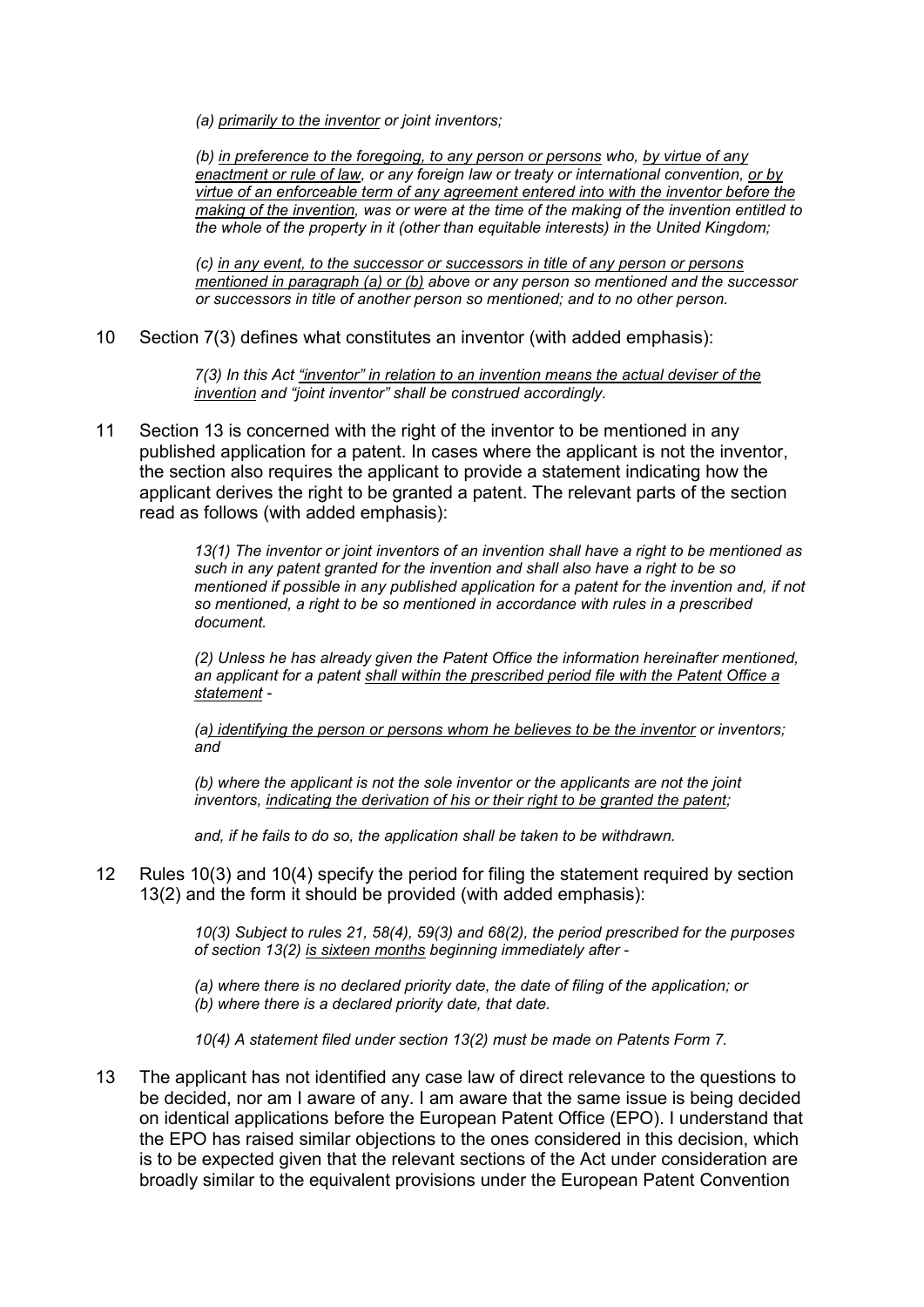> *(a) <u>primarily to the inventor</u> or joint inventors;*
>
> *(b) <u>in preference to the foregoing, to any person or persons</u> who, <u>by virtue of any enactment or rule of law</u>, or any foreign law or treaty or international convention, <u>or by virtue of an enforceable term of any agreement entered into with the inventor before the making of the invention</u>, was or were at the time of the making of the invention entitled to the whole of the property in it (other than equitable interests) in the United Kingdom;*
>
> *(c) <u>in any event, to the successor or successors in title of any person or persons mentioned in paragraph (a) or (b)</u> above or any person so mentioned and the successor or successors in title of another person so mentioned; and to no other person.*

10 Section 7(3) defines what constitutes an inventor (with added emphasis):

> *7(3) In this Act <u>"inventor" in relation to an invention means the actual deviser of the invention</u> and "joint inventor" shall be construed accordingly.*

11 Section 13 is concerned with the right of the inventor to be mentioned in any published application for a patent. In cases where the applicant is not the inventor, the section also requires the applicant to provide a statement indicating how the applicant derives the right to be granted a patent. The relevant parts of the section read as follows (with added emphasis):

> *13(1) The inventor or joint inventors of an invention shall have a right to be mentioned as such in any patent granted for the invention and shall also have a right to be so mentioned if possible in any published application for a patent for the invention and, if not so mentioned, a right to be so mentioned in accordance with rules in a prescribed document.*
>
> *(2) Unless he has already given the Patent Office the information hereinafter mentioned, an applicant for a patent <u>shall within the prescribed period file with the Patent Office a statement</u> -*
>
> *(a<u>) identifying the person or persons whom he believes to be the inventor</u> or inventors; and*
>
> *(b) where the applicant is not the sole inventor or the applicants are not the joint inventors, <u>indicating the derivation of his or their right to be granted the patent;</u>*
>
> *and, if he fails to do so, the application shall be taken to be withdrawn.*

12 Rules 10(3) and 10(4) specify the period for filing the statement required by section 13(2) and the form it should be provided (with added emphasis):

> *10(3) Subject to rules 21, 58(4), 59(3) and 68(2), the period prescribed for the purposes of section 13(2) <u>is sixteen months</u> beginning immediately after -*
>
> *(a) where there is no declared priority date, the date of filing of the application; or*
> *(b) where there is a declared priority date, that date.*
>
> *10(4) A statement filed under section 13(2) must be made on Patents Form 7.*

13 The applicant has not identified any case law of direct relevance to the questions to be decided, nor am I aware of any. I am aware that the same issue is being decided on identical applications before the European Patent Office (EPO). I understand that the EPO has raised similar objections to the ones considered in this decision, which is to be expected given that the relevant sections of the Act under consideration are broadly similar to the equivalent provisions under the European Patent Convention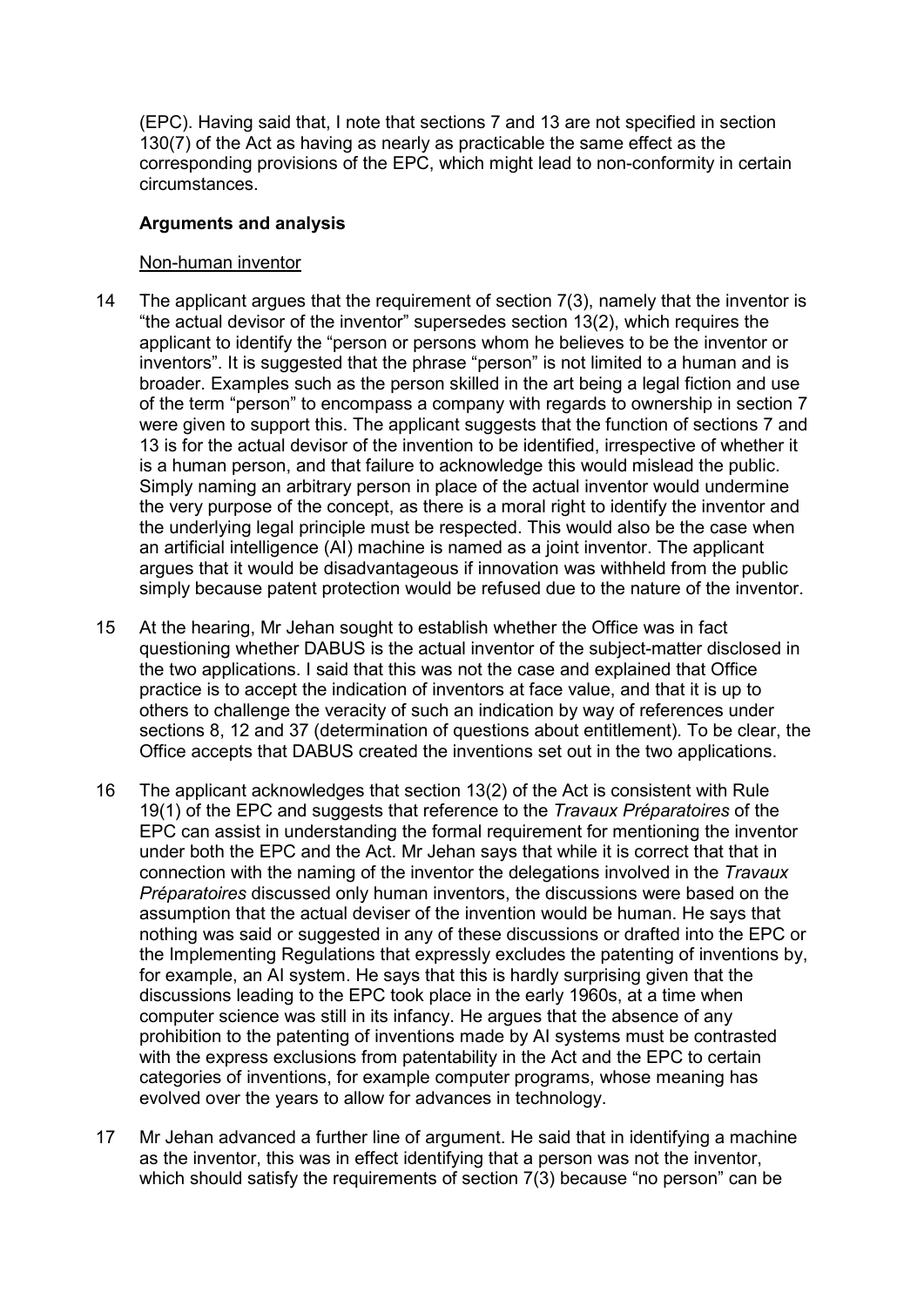(EPC). Having said that, I note that sections 7 and 13 are not specified in section 130(7) of the Act as having as nearly as practicable the same effect as the corresponding provisions of the EPC, which might lead to non-conformity in certain circumstances.

**Arguments and analysis**

Non-human inventor

14 The applicant argues that the requirement of section 7(3), namely that the inventor is "the actual devisor of the inventor" supersedes section 13(2), which requires the applicant to identify the "person or persons whom he believes to be the inventor or inventors". It is suggested that the phrase "person" is not limited to a human and is broader. Examples such as the person skilled in the art being a legal fiction and use of the term "person" to encompass a company with regards to ownership in section 7 were given to support this. The applicant suggests that the function of sections 7 and 13 is for the actual devisor of the invention to be identified, irrespective of whether it is a human person, and that failure to acknowledge this would mislead the public. Simply naming an arbitrary person in place of the actual inventor would undermine the very purpose of the concept, as there is a moral right to identify the inventor and the underlying legal principle must be respected. This would also be the case when an artificial intelligence (AI) machine is named as a joint inventor. The applicant argues that it would be disadvantageous if innovation was withheld from the public simply because patent protection would be refused due to the nature of the inventor.

15 At the hearing, Mr Jehan sought to establish whether the Office was in fact questioning whether DABUS is the actual inventor of the subject-matter disclosed in the two applications. I said that this was not the case and explained that Office practice is to accept the indication of inventors at face value, and that it is up to others to challenge the veracity of such an indication by way of references under sections 8, 12 and 37 (determination of questions about entitlement). To be clear, the Office accepts that DABUS created the inventions set out in the two applications.

16 The applicant acknowledges that section 13(2) of the Act is consistent with Rule 19(1) of the EPC and suggests that reference to the *Travaux Préparatoires* of the EPC can assist in understanding the formal requirement for mentioning the inventor under both the EPC and the Act. Mr Jehan says that while it is correct that that in connection with the naming of the inventor the delegations involved in the *Travaux Préparatoires* discussed only human inventors, the discussions were based on the assumption that the actual deviser of the invention would be human. He says that nothing was said or suggested in any of these discussions or drafted into the EPC or the Implementing Regulations that expressly excludes the patenting of inventions by, for example, an AI system. He says that this is hardly surprising given that the discussions leading to the EPC took place in the early 1960s, at a time when computer science was still in its infancy. He argues that the absence of any prohibition to the patenting of inventions made by AI systems must be contrasted with the express exclusions from patentability in the Act and the EPC to certain categories of inventions, for example computer programs, whose meaning has evolved over the years to allow for advances in technology.

17 Mr Jehan advanced a further line of argument. He said that in identifying a machine as the inventor, this was in effect identifying that a person was not the inventor, which should satisfy the requirements of section 7(3) because "no person" can be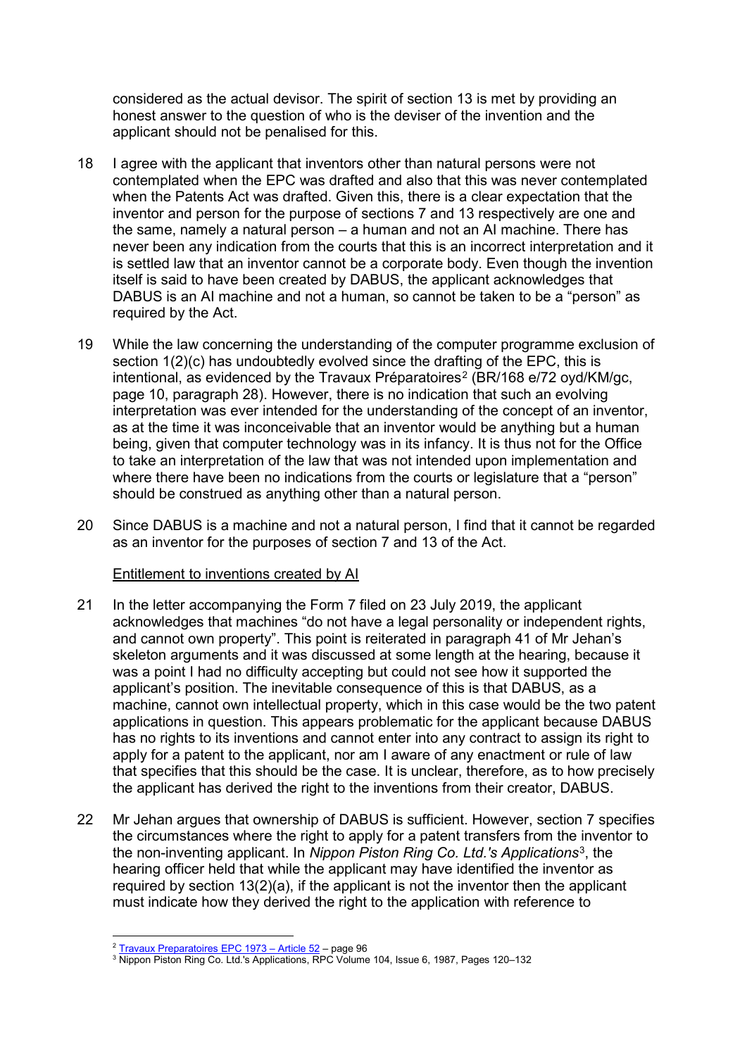considered as the actual devisor. The spirit of section 13 is met by providing an honest answer to the question of who is the deviser of the invention and the applicant should not be penalised for this.

18 I agree with the applicant that inventors other than natural persons were not contemplated when the EPC was drafted and also that this was never contemplated when the Patents Act was drafted. Given this, there is a clear expectation that the inventor and person for the purpose of sections 7 and 13 respectively are one and the same, namely a natural person – a human and not an AI machine. There has never been any indication from the courts that this is an incorrect interpretation and it is settled law that an inventor cannot be a corporate body. Even though the invention itself is said to have been created by DABUS, the applicant acknowledges that DABUS is an AI machine and not a human, so cannot be taken to be a "person" as required by the Act.

19 While the law concerning the understanding of the computer programme exclusion of section 1(2)(c) has undoubtedly evolved since the drafting of the EPC, this is intentional, as evidenced by the Travaux Préparatoires[2] (BR/168 e/72 oyd/KM/gc, page 10, paragraph 28). However, there is no indication that such an evolving interpretation was ever intended for the understanding of the concept of an inventor, as at the time it was inconceivable that an inventor would be anything but a human being, given that computer technology was in its infancy. It is thus not for the Office to take an interpretation of the law that was not intended upon implementation and where there have been no indications from the courts or legislature that a "person" should be construed as anything other than a natural person.

20 Since DABUS is a machine and not a natural person, I find that it cannot be regarded as an inventor for the purposes of section 7 and 13 of the Act.

Entitlement to inventions created by AI

21 In the letter accompanying the Form 7 filed on 23 July 2019, the applicant acknowledges that machines "do not have a legal personality or independent rights, and cannot own property". This point is reiterated in paragraph 41 of Mr Jehan's skeleton arguments and it was discussed at some length at the hearing, because it was a point I had no difficulty accepting but could not see how it supported the applicant's position. The inevitable consequence of this is that DABUS, as a machine, cannot own intellectual property, which in this case would be the two patent applications in question. This appears problematic for the applicant because DABUS has no rights to its inventions and cannot enter into any contract to assign its right to apply for a patent to the applicant, nor am I aware of any enactment or rule of law that specifies that this should be the case. It is unclear, therefore, as to how precisely the applicant has derived the right to the inventions from their creator, DABUS.

22 Mr Jehan argues that ownership of DABUS is sufficient. However, section 7 specifies the circumstances where the right to apply for a patent transfers from the inventor to the non-inventing applicant. In *Nippon Piston Ring Co. Ltd.'s Applications*[3], the hearing officer held that while the applicant may have identified the inventor as required by section 13(2)(a), if the applicant is not the inventor then the applicant must indicate how they derived the right to the application with reference to

---

[2] Travaux Preparatoires EPC 1973 – Article 52 – page 96

[3] Nippon Piston Ring Co. Ltd.'s Applications, RPC Volume 104, Issue 6, 1987, Pages 120–132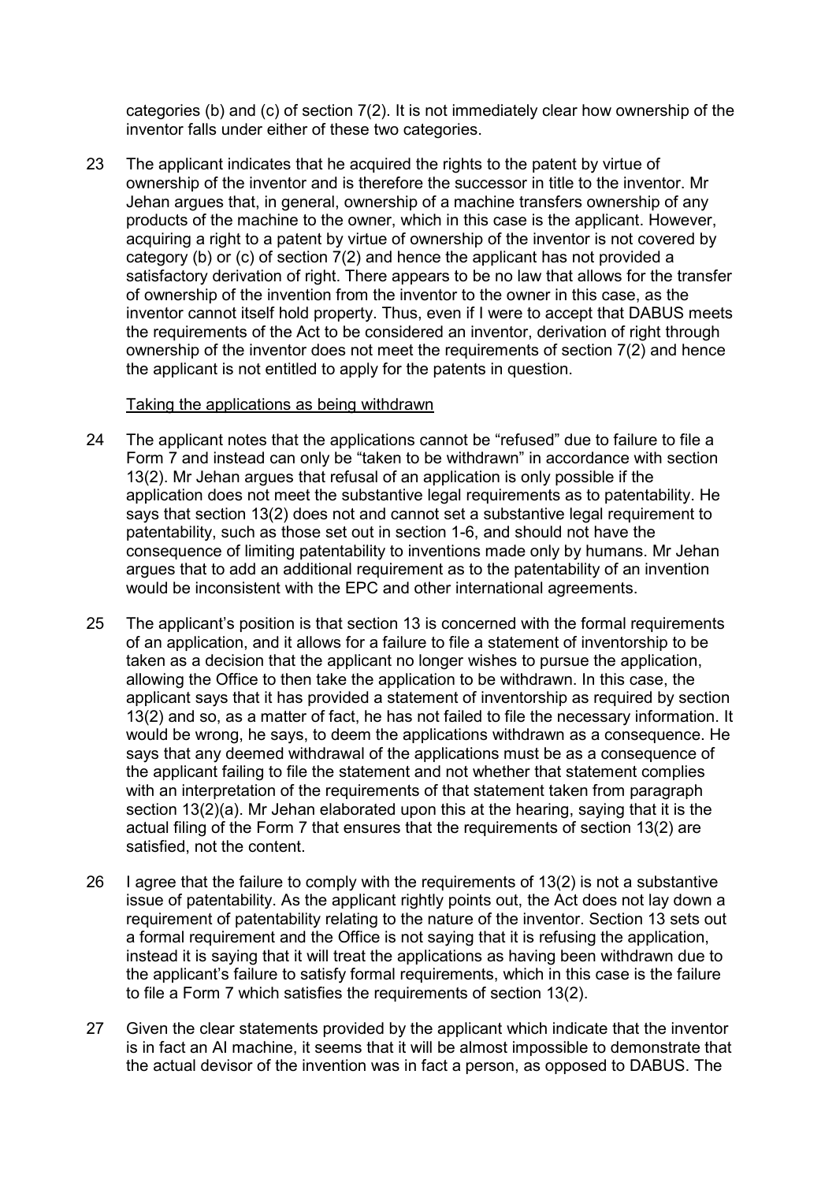categories (b) and (c) of section 7(2). It is not immediately clear how ownership of the inventor falls under either of these two categories.

23 The applicant indicates that he acquired the rights to the patent by virtue of ownership of the inventor and is therefore the successor in title to the inventor. Mr Jehan argues that, in general, ownership of a machine transfers ownership of any products of the machine to the owner, which in this case is the applicant. However, acquiring a right to a patent by virtue of ownership of the inventor is not covered by category (b) or (c) of section 7(2) and hence the applicant has not provided a satisfactory derivation of right. There appears to be no law that allows for the transfer of ownership of the invention from the inventor to the owner in this case, as the inventor cannot itself hold property. Thus, even if I were to accept that DABUS meets the requirements of the Act to be considered an inventor, derivation of right through ownership of the inventor does not meet the requirements of section 7(2) and hence the applicant is not entitled to apply for the patents in question.

<u>Taking the applications as being withdrawn</u>

24 The applicant notes that the applications cannot be "refused" due to failure to file a Form 7 and instead can only be "taken to be withdrawn" in accordance with section 13(2). Mr Jehan argues that refusal of an application is only possible if the application does not meet the substantive legal requirements as to patentability. He says that section 13(2) does not and cannot set a substantive legal requirement to patentability, such as those set out in section 1-6, and should not have the consequence of limiting patentability to inventions made only by humans. Mr Jehan argues that to add an additional requirement as to the patentability of an invention would be inconsistent with the EPC and other international agreements.

25 The applicant's position is that section 13 is concerned with the formal requirements of an application, and it allows for a failure to file a statement of inventorship to be taken as a decision that the applicant no longer wishes to pursue the application, allowing the Office to then take the application to be withdrawn. In this case, the applicant says that it has provided a statement of inventorship as required by section 13(2) and so, as a matter of fact, he has not failed to file the necessary information. It would be wrong, he says, to deem the applications withdrawn as a consequence. He says that any deemed withdrawal of the applications must be as a consequence of the applicant failing to file the statement and not whether that statement complies with an interpretation of the requirements of that statement taken from paragraph section 13(2)(a). Mr Jehan elaborated upon this at the hearing, saying that it is the actual filing of the Form 7 that ensures that the requirements of section 13(2) are satisfied, not the content.

26 I agree that the failure to comply with the requirements of 13(2) is not a substantive issue of patentability. As the applicant rightly points out, the Act does not lay down a requirement of patentability relating to the nature of the inventor. Section 13 sets out a formal requirement and the Office is not saying that it is refusing the application, instead it is saying that it will treat the applications as having been withdrawn due to the applicant's failure to satisfy formal requirements, which in this case is the failure to file a Form 7 which satisfies the requirements of section 13(2).

27 Given the clear statements provided by the applicant which indicate that the inventor is in fact an AI machine, it seems that it will be almost impossible to demonstrate that the actual devisor of the invention was in fact a person, as opposed to DABUS. The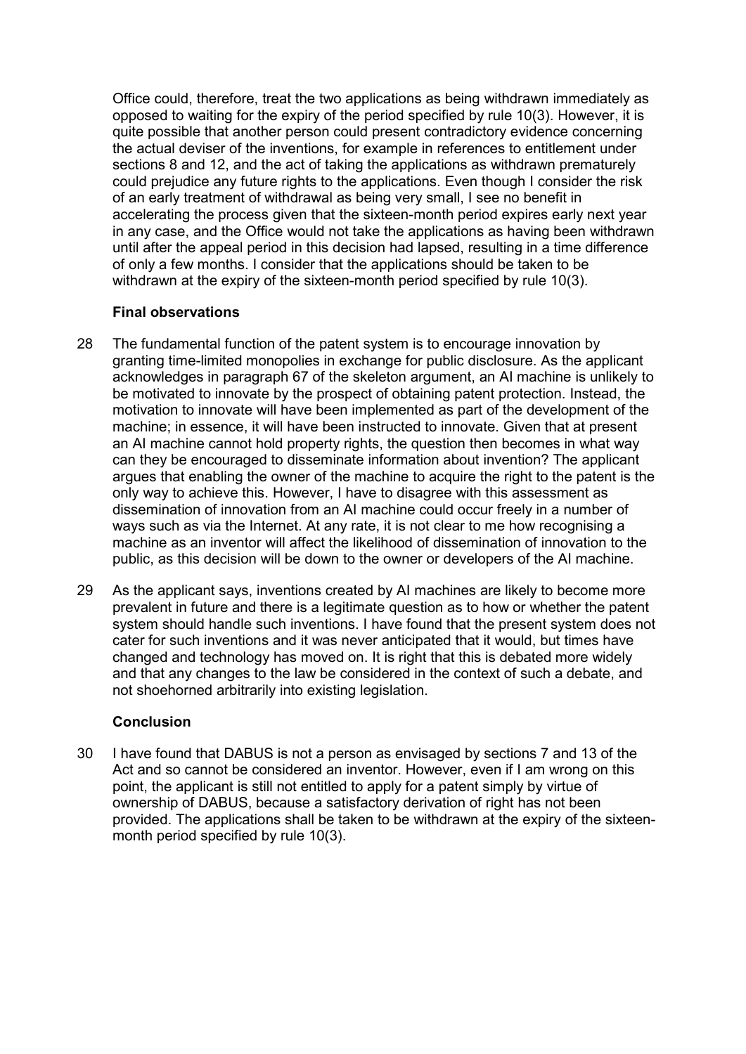Office could, therefore, treat the two applications as being withdrawn immediately as opposed to waiting for the expiry of the period specified by rule 10(3). However, it is quite possible that another person could present contradictory evidence concerning the actual deviser of the inventions, for example in references to entitlement under sections 8 and 12, and the act of taking the applications as withdrawn prematurely could prejudice any future rights to the applications. Even though I consider the risk of an early treatment of withdrawal as being very small, I see no benefit in accelerating the process given that the sixteen-month period expires early next year in any case, and the Office would not take the applications as having been withdrawn until after the appeal period in this decision had lapsed, resulting in a time difference of only a few months. I consider that the applications should be taken to be withdrawn at the expiry of the sixteen-month period specified by rule 10(3).

### Final observations

28 The fundamental function of the patent system is to encourage innovation by granting time-limited monopolies in exchange for public disclosure. As the applicant acknowledges in paragraph 67 of the skeleton argument, an AI machine is unlikely to be motivated to innovate by the prospect of obtaining patent protection. Instead, the motivation to innovate will have been implemented as part of the development of the machine; in essence, it will have been instructed to innovate. Given that at present an AI machine cannot hold property rights, the question then becomes in what way can they be encouraged to disseminate information about invention? The applicant argues that enabling the owner of the machine to acquire the right to the patent is the only way to achieve this. However, I have to disagree with this assessment as dissemination of innovation from an AI machine could occur freely in a number of ways such as via the Internet. At any rate, it is not clear to me how recognising a machine as an inventor will affect the likelihood of dissemination of innovation to the public, as this decision will be down to the owner or developers of the AI machine.

29 As the applicant says, inventions created by AI machines are likely to become more prevalent in future and there is a legitimate question as to how or whether the patent system should handle such inventions. I have found that the present system does not cater for such inventions and it was never anticipated that it would, but times have changed and technology has moved on. It is right that this is debated more widely and that any changes to the law be considered in the context of such a debate, and not shoehorned arbitrarily into existing legislation.

### Conclusion

30 I have found that DABUS is not a person as envisaged by sections 7 and 13 of the Act and so cannot be considered an inventor. However, even if I am wrong on this point, the applicant is still not entitled to apply for a patent simply by virtue of ownership of DABUS, because a satisfactory derivation of right has not been provided. The applications shall be taken to be withdrawn at the expiry of the sixteen-month period specified by rule 10(3).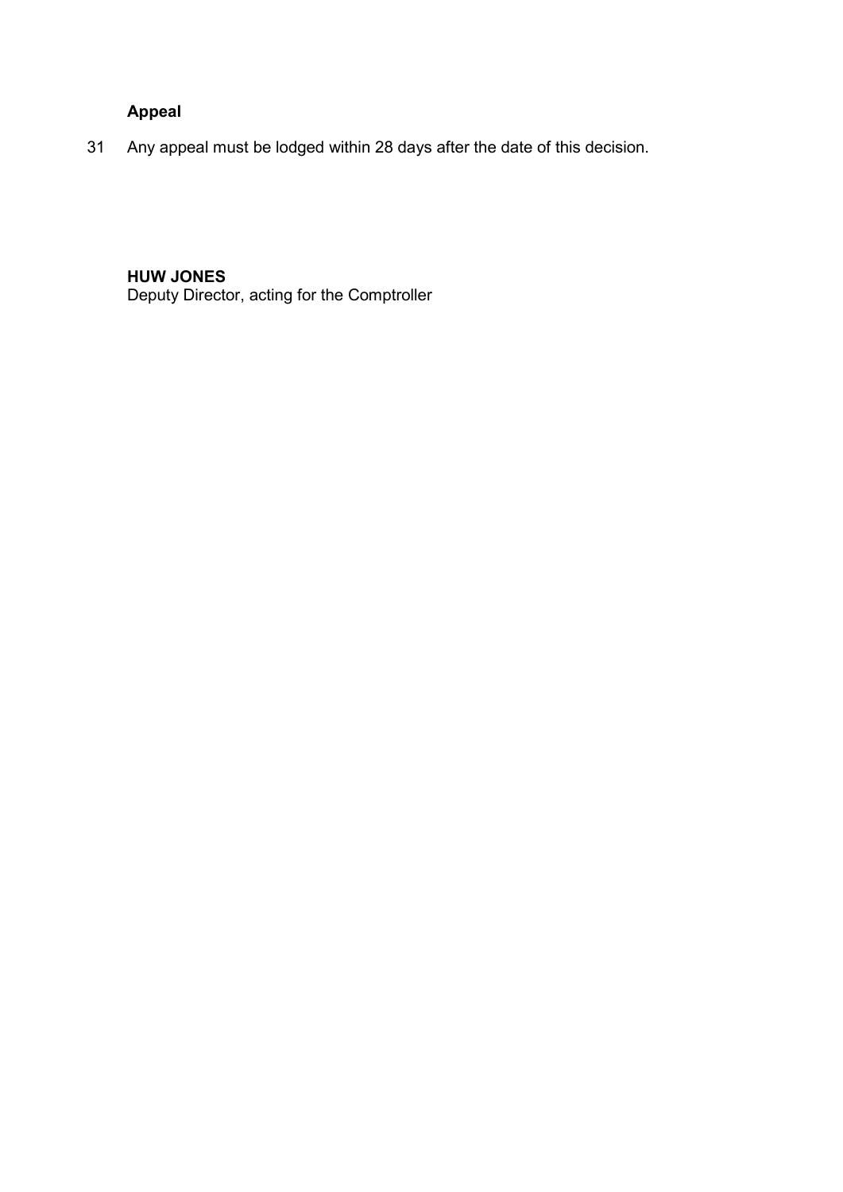### Appeal

31 Any appeal must be lodged within 28 days after the date of this decision.

**HUW JONES**
Deputy Director, acting for the Comptroller